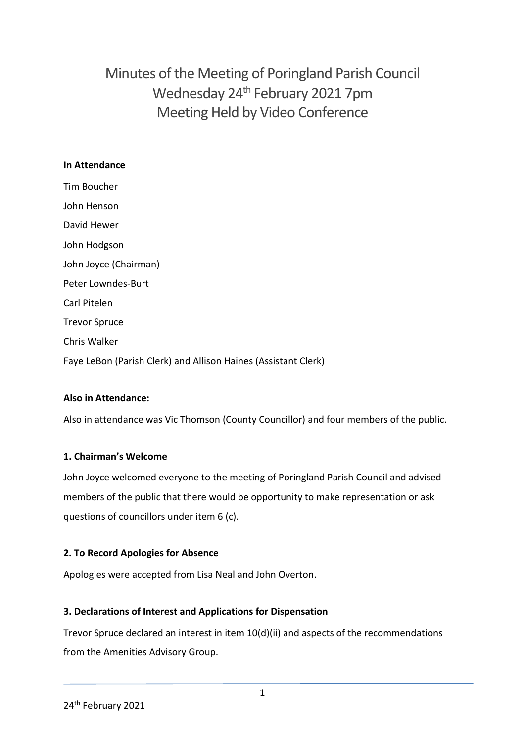# Minutes of the Meeting of Poringland Parish Council
## Wednesday 24th February 2021 7pm
## Meeting Held by Video Conference

**In Attendance**

Tim Boucher

John Henson

David Hewer

John Hodgson

John Joyce (Chairman)

Peter Lowndes-Burt

Carl Pitelen

Trevor Spruce

Chris Walker

Faye LeBon (Parish Clerk) and Allison Haines (Assistant Clerk)

**Also in Attendance:**

Also in attendance was Vic Thomson (County Councillor) and four members of the public.

**1. Chairman's Welcome**

John Joyce welcomed everyone to the meeting of Poringland Parish Council and advised members of the public that there would be opportunity to make representation or ask questions of councillors under item 6 (c).

**2. To Record Apologies for Absence**

Apologies were accepted from Lisa Neal and John Overton.

**3. Declarations of Interest and Applications for Dispensation**

Trevor Spruce declared an interest in item 10(d)(ii) and aspects of the recommendations from the Amenities Advisory Group.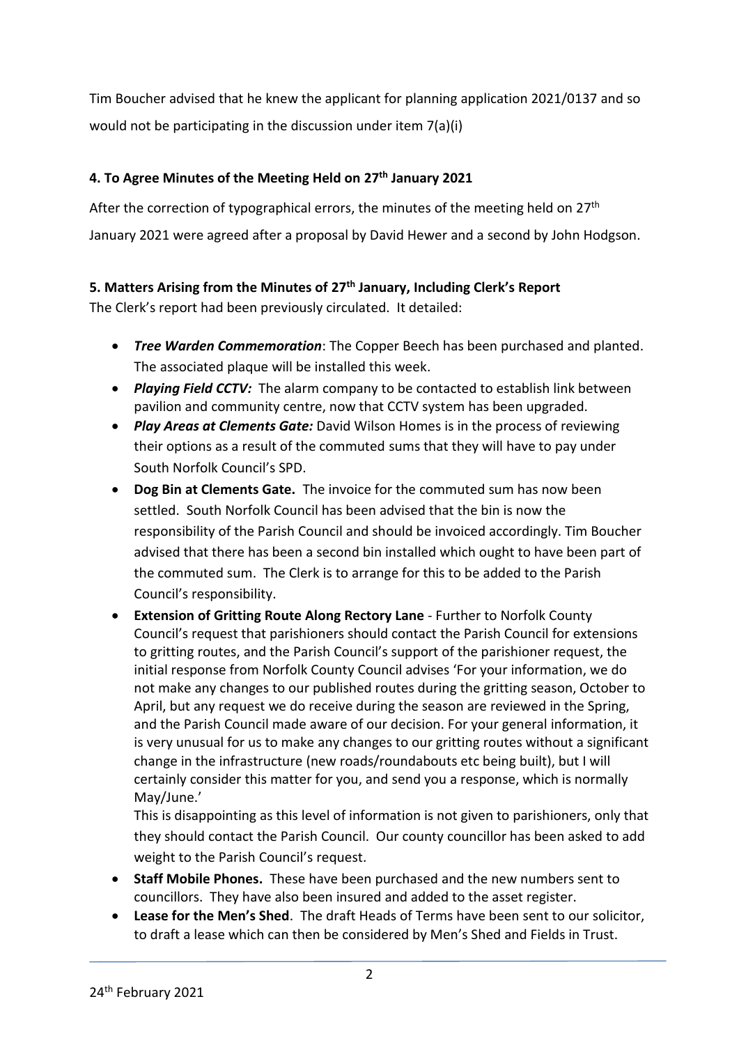Tim Boucher advised that he knew the applicant for planning application 2021/0137 and so would not be participating in the discussion under item 7(a)(i)

### 4. To Agree Minutes of the Meeting Held on 27th January 2021

After the correction of typographical errors, the minutes of the meeting held on 27th January 2021 were agreed after a proposal by David Hewer and a second by John Hodgson.

### 5. Matters Arising from the Minutes of 27th January, Including Clerk's Report

The Clerk's report had been previously circulated. It detailed:

- ***Tree Warden Commemoration***: The Copper Beech has been purchased and planted. The associated plaque will be installed this week.
- ***Playing Field CCTV:*** The alarm company to be contacted to establish link between pavilion and community centre, now that CCTV system has been upgraded.
- ***Play Areas at Clements Gate:*** David Wilson Homes is in the process of reviewing their options as a result of the commuted sums that they will have to pay under South Norfolk Council's SPD.
- **Dog Bin at Clements Gate.** The invoice for the commuted sum has now been settled. South Norfolk Council has been advised that the bin is now the responsibility of the Parish Council and should be invoiced accordingly. Tim Boucher advised that there has been a second bin installed which ought to have been part of the commuted sum. The Clerk is to arrange for this to be added to the Parish Council's responsibility.
- **Extension of Gritting Route Along Rectory Lane** - Further to Norfolk County Council's request that parishioners should contact the Parish Council for extensions to gritting routes, and the Parish Council's support of the parishioner request, the initial response from Norfolk County Council advises 'For your information, we do not make any changes to our published routes during the gritting season, October to April, but any request we do receive during the season are reviewed in the Spring, and the Parish Council made aware of our decision. For your general information, it is very unusual for us to make any changes to our gritting routes without a significant change in the infrastructure (new roads/roundabouts etc being built), but I will certainly consider this matter for you, and send you a response, which is normally May/June.'

  This is disappointing as this level of information is not given to parishioners, only that they should contact the Parish Council. Our county councillor has been asked to add weight to the Parish Council's request.
- **Staff Mobile Phones.** These have been purchased and the new numbers sent to councillors. They have also been insured and added to the asset register.
- **Lease for the Men's Shed**. The draft Heads of Terms have been sent to our solicitor, to draft a lease which can then be considered by Men's Shed and Fields in Trust.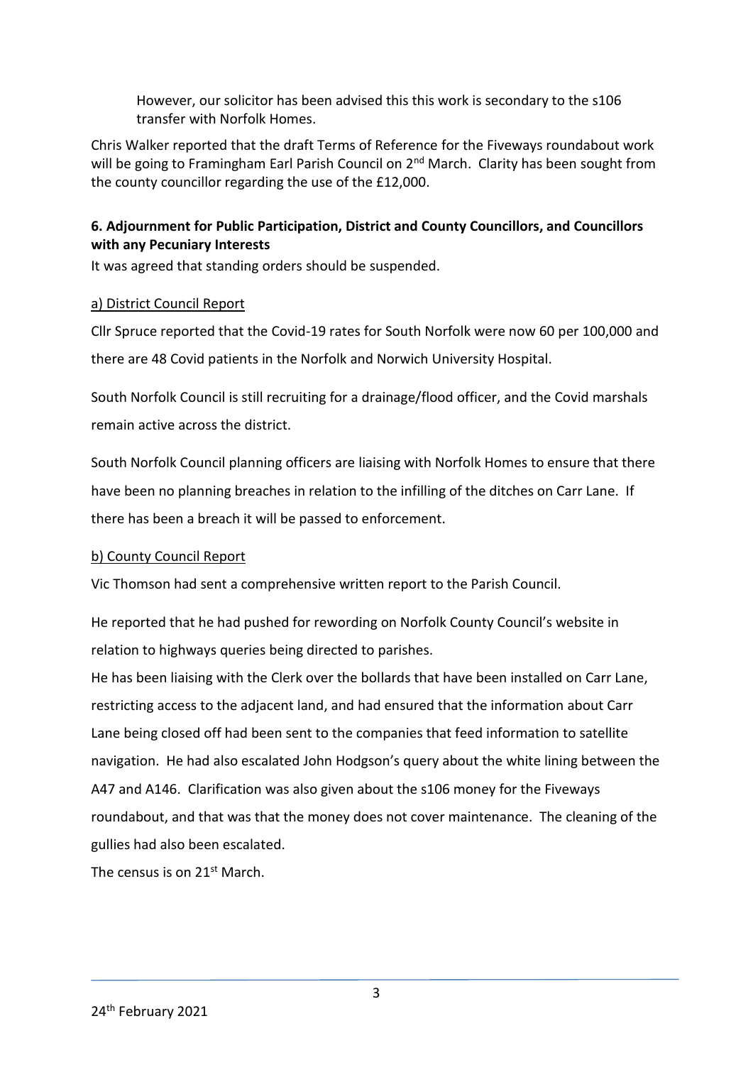However, our solicitor has been advised this this work is secondary to the s106 transfer with Norfolk Homes.

Chris Walker reported that the draft Terms of Reference for the Fiveways roundabout work will be going to Framingham Earl Parish Council on 2nd March. Clarity has been sought from the county councillor regarding the use of the £12,000.

### 6. Adjournment for Public Participation, District and County Councillors, and Councillors with any Pecuniary Interests

It was agreed that standing orders should be suspended.

#### a) District Council Report

Cllr Spruce reported that the Covid-19 rates for South Norfolk were now 60 per 100,000 and there are 48 Covid patients in the Norfolk and Norwich University Hospital.

South Norfolk Council is still recruiting for a drainage/flood officer, and the Covid marshals remain active across the district.

South Norfolk Council planning officers are liaising with Norfolk Homes to ensure that there have been no planning breaches in relation to the infilling of the ditches on Carr Lane. If there has been a breach it will be passed to enforcement.

#### b) County Council Report

Vic Thomson had sent a comprehensive written report to the Parish Council.

He reported that he had pushed for rewording on Norfolk County Council's website in relation to highways queries being directed to parishes.

He has been liaising with the Clerk over the bollards that have been installed on Carr Lane, restricting access to the adjacent land, and had ensured that the information about Carr Lane being closed off had been sent to the companies that feed information to satellite navigation. He had also escalated John Hodgson's query about the white lining between the A47 and A146. Clarification was also given about the s106 money for the Fiveways roundabout, and that was that the money does not cover maintenance. The cleaning of the gullies had also been escalated.

The census is on 21st March.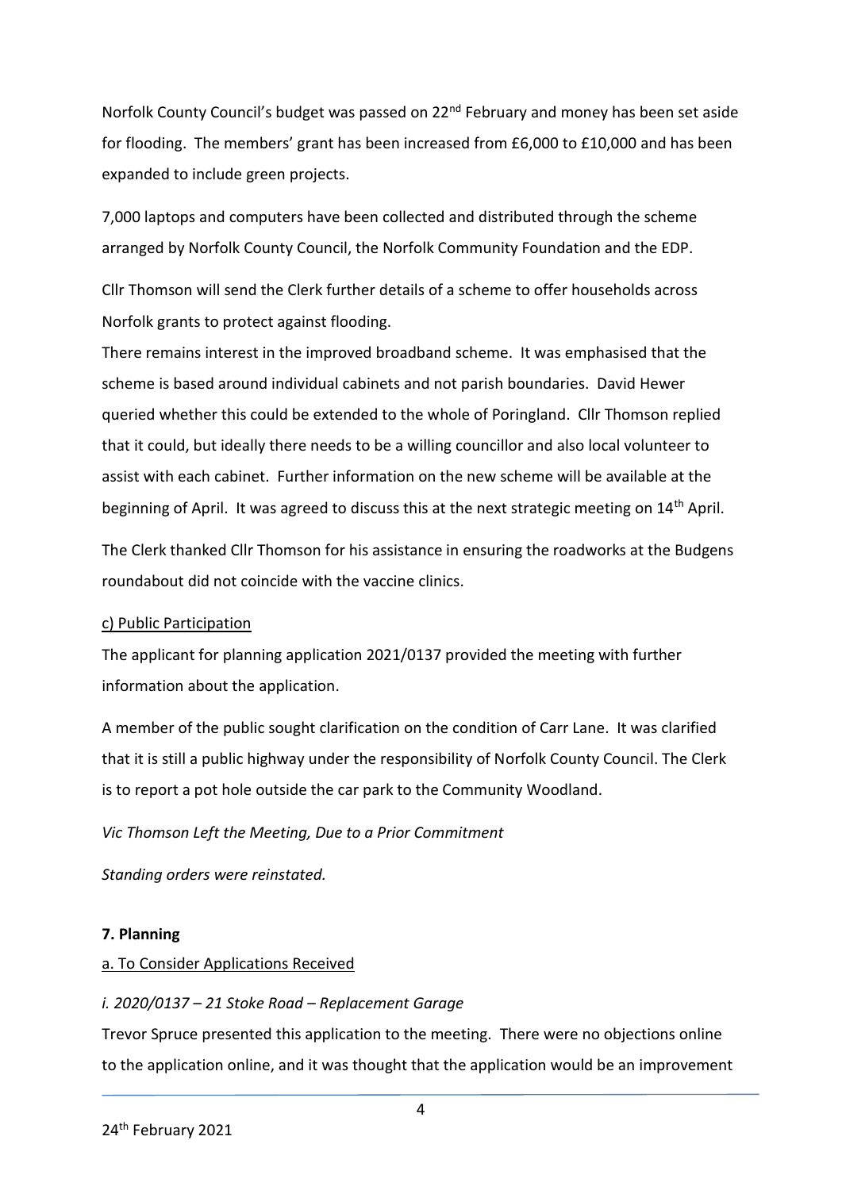Norfolk County Council's budget was passed on 22nd February and money has been set aside for flooding. The members' grant has been increased from £6,000 to £10,000 and has been expanded to include green projects.

7,000 laptops and computers have been collected and distributed through the scheme arranged by Norfolk County Council, the Norfolk Community Foundation and the EDP.

Cllr Thomson will send the Clerk further details of a scheme to offer households across Norfolk grants to protect against flooding.

There remains interest in the improved broadband scheme. It was emphasised that the scheme is based around individual cabinets and not parish boundaries. David Hewer queried whether this could be extended to the whole of Poringland. Cllr Thomson replied that it could, but ideally there needs to be a willing councillor and also local volunteer to assist with each cabinet. Further information on the new scheme will be available at the beginning of April. It was agreed to discuss this at the next strategic meeting on 14th April.

The Clerk thanked Cllr Thomson for his assistance in ensuring the roadworks at the Budgens roundabout did not coincide with the vaccine clinics.

<u>c) Public Participation</u>

The applicant for planning application 2021/0137 provided the meeting with further information about the application.

A member of the public sought clarification on the condition of Carr Lane. It was clarified that it is still a public highway under the responsibility of Norfolk County Council. The Clerk is to report a pot hole outside the car park to the Community Woodland.

*Vic Thomson Left the Meeting, Due to a Prior Commitment*

*Standing orders were reinstated.*

**7. Planning**

<u>a. To Consider Applications Received</u>

*i. 2020/0137 – 21 Stoke Road – Replacement Garage*

Trevor Spruce presented this application to the meeting. There were no objections online to the application online, and it was thought that the application would be an improvement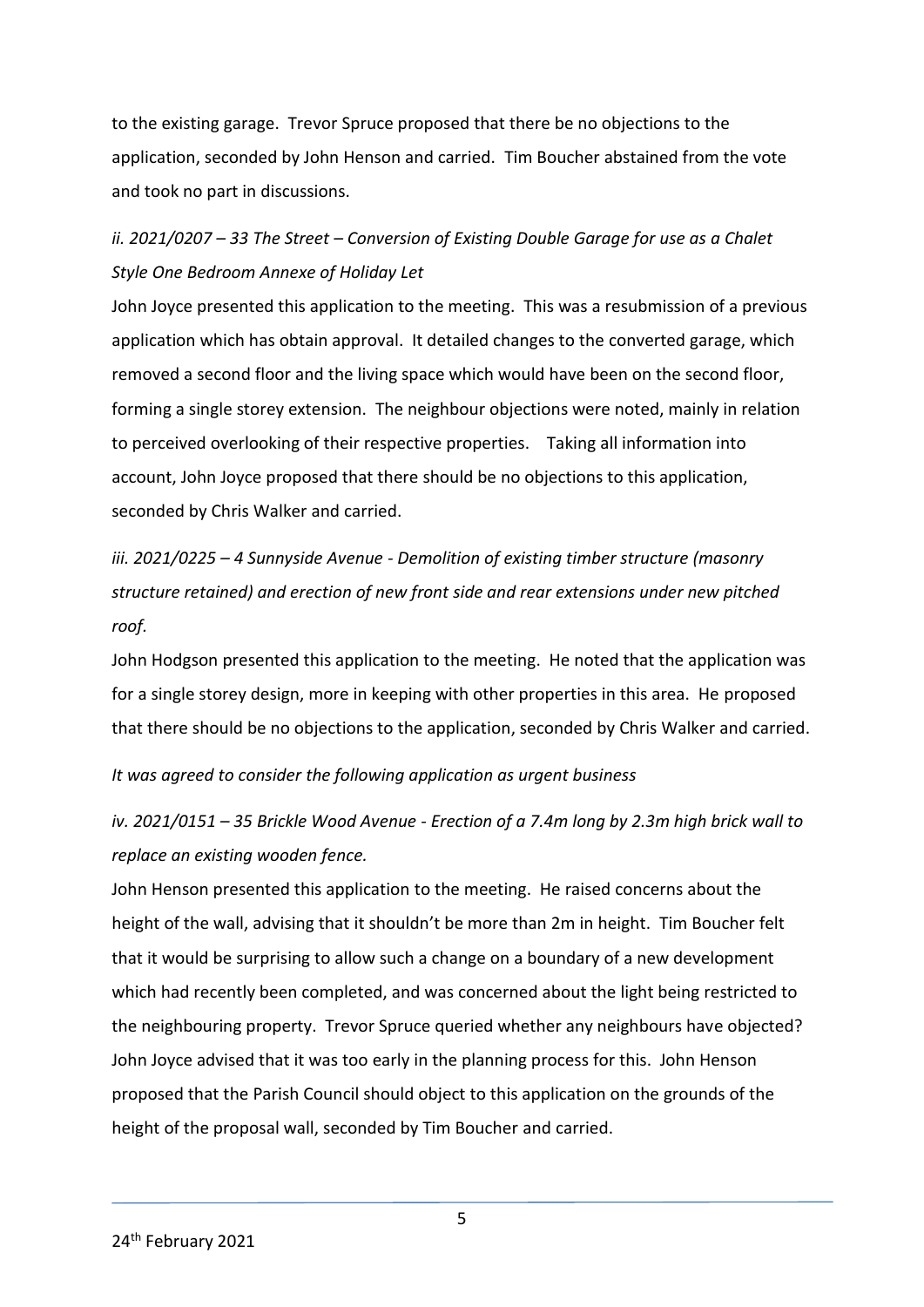to the existing garage. Trevor Spruce proposed that there be no objections to the application, seconded by John Henson and carried. Tim Boucher abstained from the vote and took no part in discussions.

*ii. 2021/0207 – 33 The Street – Conversion of Existing Double Garage for use as a Chalet Style One Bedroom Annexe of Holiday Let*

John Joyce presented this application to the meeting. This was a resubmission of a previous application which has obtain approval. It detailed changes to the converted garage, which removed a second floor and the living space which would have been on the second floor, forming a single storey extension. The neighbour objections were noted, mainly in relation to perceived overlooking of their respective properties. Taking all information into account, John Joyce proposed that there should be no objections to this application, seconded by Chris Walker and carried.

*iii. 2021/0225 – 4 Sunnyside Avenue - Demolition of existing timber structure (masonry structure retained) and erection of new front side and rear extensions under new pitched roof.*

John Hodgson presented this application to the meeting. He noted that the application was for a single storey design, more in keeping with other properties in this area. He proposed that there should be no objections to the application, seconded by Chris Walker and carried.

*It was agreed to consider the following application as urgent business*

*iv. 2021/0151 – 35 Brickle Wood Avenue - Erection of a 7.4m long by 2.3m high brick wall to replace an existing wooden fence.*

John Henson presented this application to the meeting. He raised concerns about the height of the wall, advising that it shouldn't be more than 2m in height. Tim Boucher felt that it would be surprising to allow such a change on a boundary of a new development which had recently been completed, and was concerned about the light being restricted to the neighbouring property. Trevor Spruce queried whether any neighbours have objected? John Joyce advised that it was too early in the planning process for this. John Henson proposed that the Parish Council should object to this application on the grounds of the height of the proposal wall, seconded by Tim Boucher and carried.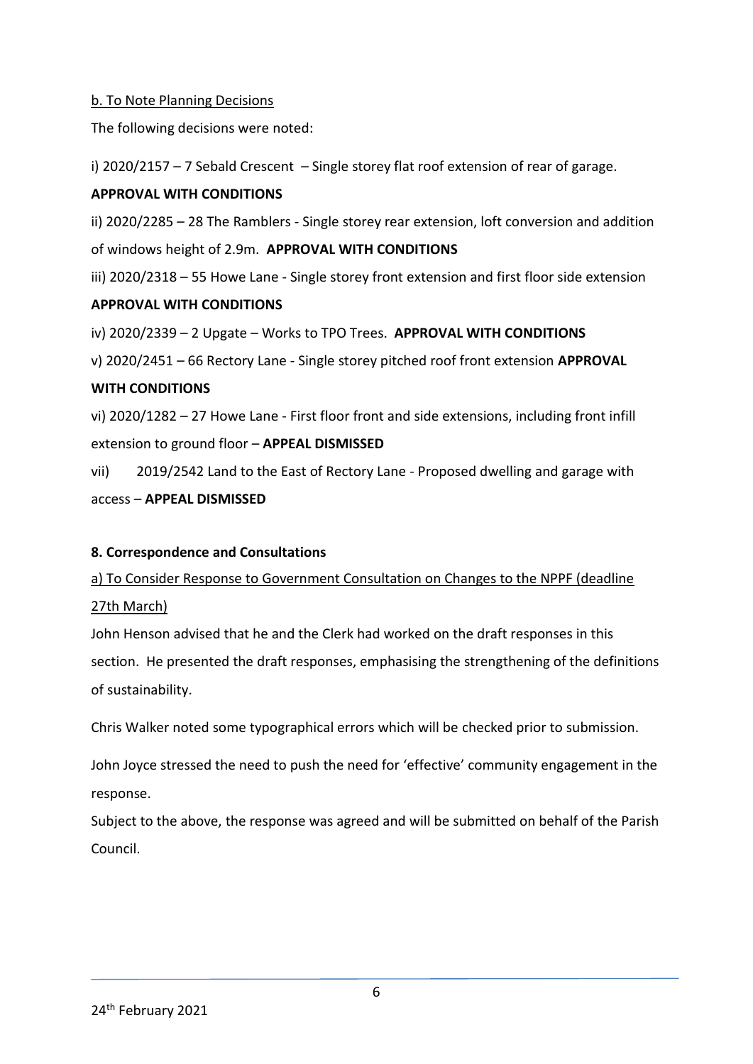b. To Note Planning Decisions

The following decisions were noted:

i) 2020/2157 – 7 Sebald Crescent – Single storey flat roof extension of rear of garage.
**APPROVAL WITH CONDITIONS**

ii) 2020/2285 – 28 The Ramblers - Single storey rear extension, loft conversion and addition of windows height of 2.9m. **APPROVAL WITH CONDITIONS**

iii) 2020/2318 – 55 Howe Lane - Single storey front extension and first floor side extension
**APPROVAL WITH CONDITIONS**

iv) 2020/2339 – 2 Upgate – Works to TPO Trees. **APPROVAL WITH CONDITIONS**

v) 2020/2451 – 66 Rectory Lane - Single storey pitched roof front extension **APPROVAL WITH CONDITIONS**

vi) 2020/1282 – 27 Howe Lane - First floor front and side extensions, including front infill extension to ground floor – **APPEAL DISMISSED**

vii) 2019/2542 Land to the East of Rectory Lane - Proposed dwelling and garage with access – **APPEAL DISMISSED**

**8. Correspondence and Consultations**

a) To Consider Response to Government Consultation on Changes to the NPPF (deadline 27th March)

John Henson advised that he and the Clerk had worked on the draft responses in this section. He presented the draft responses, emphasising the strengthening of the definitions of sustainability.

Chris Walker noted some typographical errors which will be checked prior to submission.

John Joyce stressed the need to push the need for 'effective' community engagement in the response.

Subject to the above, the response was agreed and will be submitted on behalf of the Parish Council.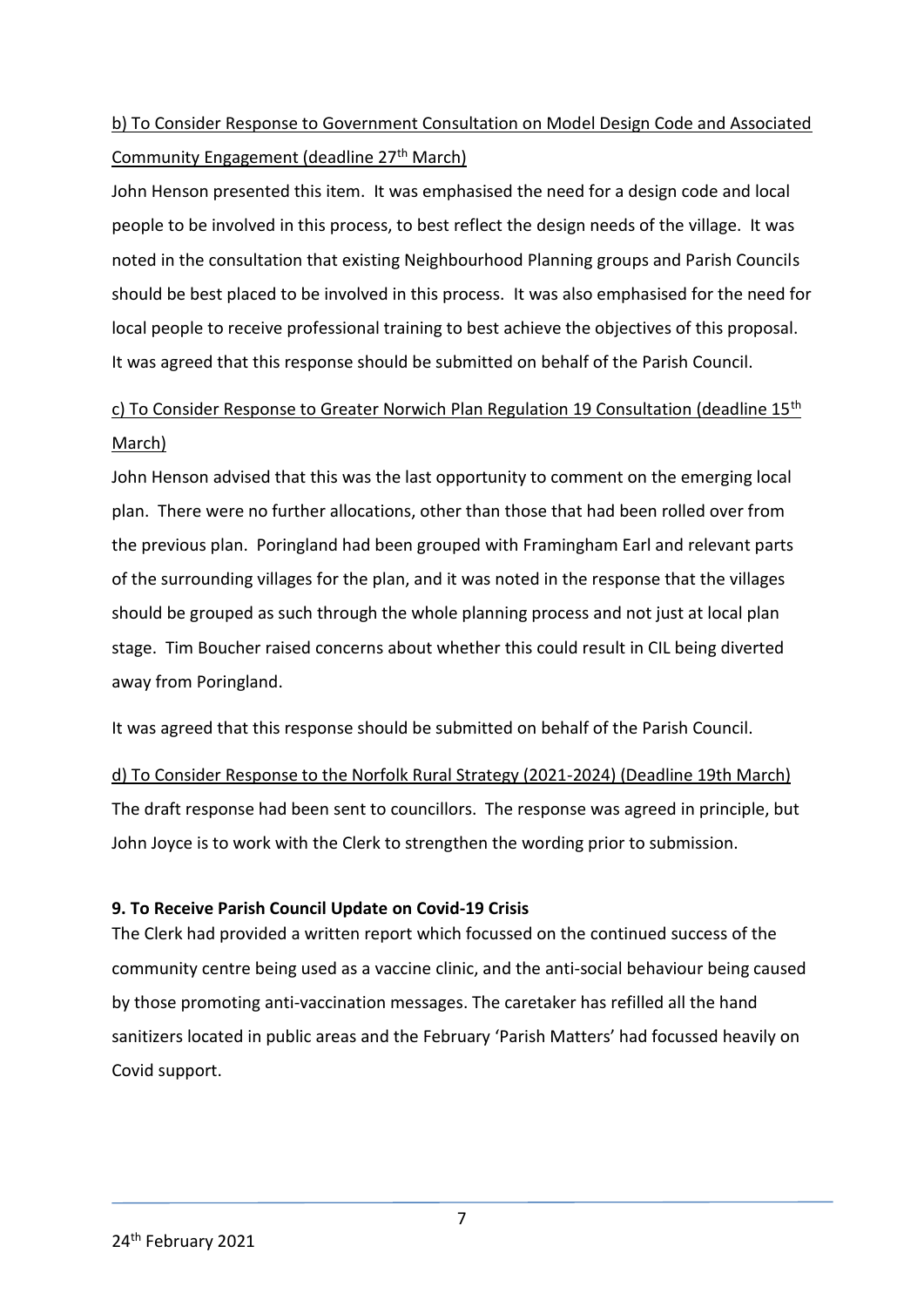<u>b) To Consider Response to Government Consultation on Model Design Code and Associated Community Engagement (deadline 27th March)</u>

John Henson presented this item. It was emphasised the need for a design code and local people to be involved in this process, to best reflect the design needs of the village. It was noted in the consultation that existing Neighbourhood Planning groups and Parish Councils should be best placed to be involved in this process. It was also emphasised for the need for local people to receive professional training to best achieve the objectives of this proposal. It was agreed that this response should be submitted on behalf of the Parish Council.

<u>c) To Consider Response to Greater Norwich Plan Regulation 19 Consultation (deadline 15th March)</u>

John Henson advised that this was the last opportunity to comment on the emerging local plan. There were no further allocations, other than those that had been rolled over from the previous plan. Poringland had been grouped with Framingham Earl and relevant parts of the surrounding villages for the plan, and it was noted in the response that the villages should be grouped as such through the whole planning process and not just at local plan stage. Tim Boucher raised concerns about whether this could result in CIL being diverted away from Poringland.

It was agreed that this response should be submitted on behalf of the Parish Council.

<u>d) To Consider Response to the Norfolk Rural Strategy (2021-2024) (Deadline 19th March)</u>

The draft response had been sent to councillors. The response was agreed in principle, but John Joyce is to work with the Clerk to strengthen the wording prior to submission.

**9. To Receive Parish Council Update on Covid-19 Crisis**

The Clerk had provided a written report which focussed on the continued success of the community centre being used as a vaccine clinic, and the anti-social behaviour being caused by those promoting anti-vaccination messages. The caretaker has refilled all the hand sanitizers located in public areas and the February 'Parish Matters' had focussed heavily on Covid support.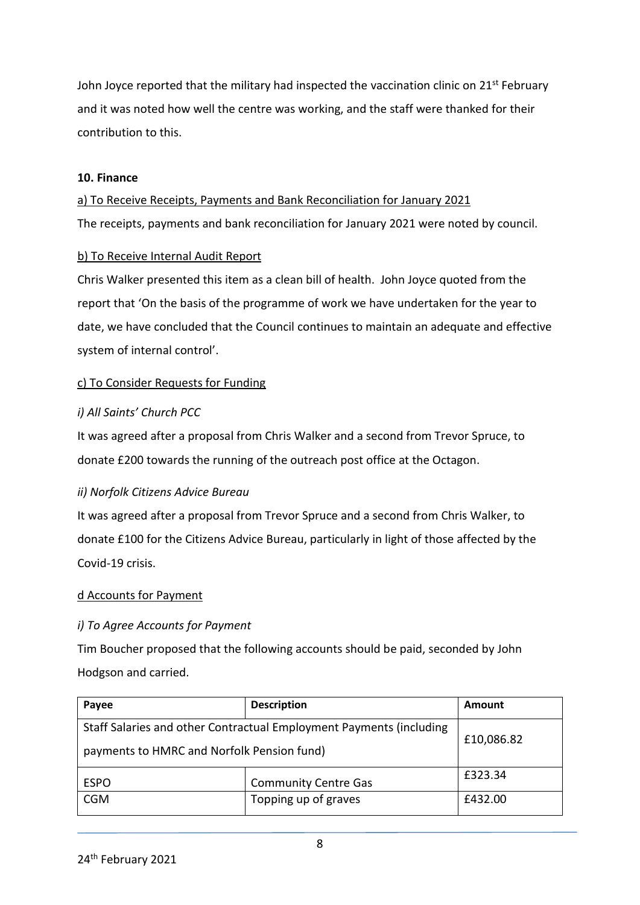John Joyce reported that the military had inspected the vaccination clinic on 21st February and it was noted how well the centre was working, and the staff were thanked for their contribution to this.

**10. Finance**

a) To Receive Receipts, Payments and Bank Reconciliation for January 2021

The receipts, payments and bank reconciliation for January 2021 were noted by council.

b) To Receive Internal Audit Report

Chris Walker presented this item as a clean bill of health. John Joyce quoted from the report that 'On the basis of the programme of work we have undertaken for the year to date, we have concluded that the Council continues to maintain an adequate and effective system of internal control'.

c) To Consider Requests for Funding

*i) All Saints' Church PCC*

It was agreed after a proposal from Chris Walker and a second from Trevor Spruce, to donate £200 towards the running of the outreach post office at the Octagon.

*ii) Norfolk Citizens Advice Bureau*

It was agreed after a proposal from Trevor Spruce and a second from Chris Walker, to donate £100 for the Citizens Advice Bureau, particularly in light of those affected by the Covid-19 crisis.

d Accounts for Payment

*i) To Agree Accounts for Payment*

Tim Boucher proposed that the following accounts should be paid, seconded by John Hodgson and carried.

| Payee | Description | Amount |
| --- | --- | --- |
| Staff Salaries and other Contractual Employment Payments (including payments to HMRC and Norfolk Pension fund) | | £10,086.82 |
| ESPO | Community Centre Gas | £323.34 |
| CGM | Topping up of graves | £432.00 |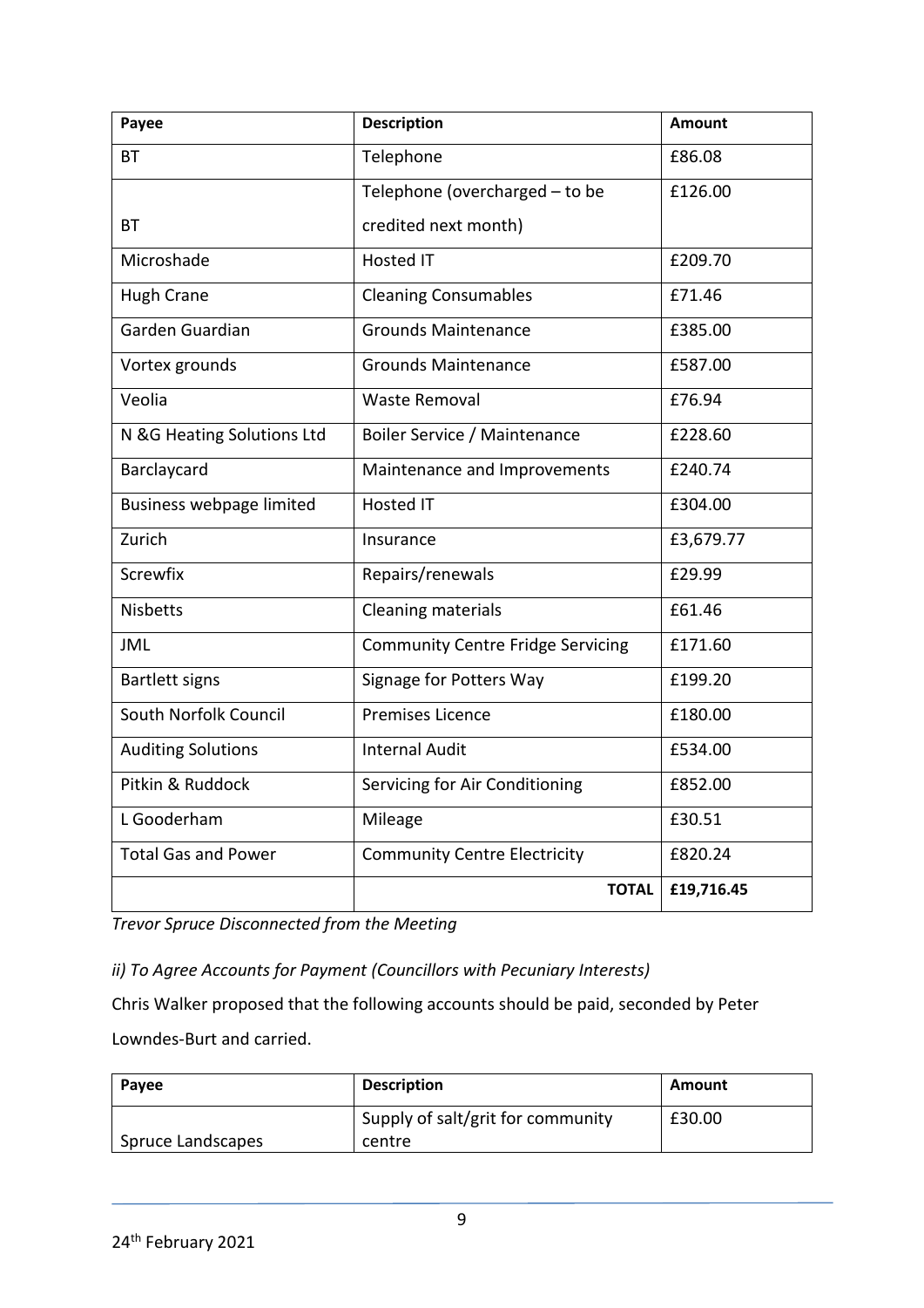| Payee | Description | Amount |
| --- | --- | --- |
| BT | Telephone | £86.08 |
| BT | Telephone (overcharged – to be credited next month) | £126.00 |
| Microshade | Hosted IT | £209.70 |
| Hugh Crane | Cleaning Consumables | £71.46 |
| Garden Guardian | Grounds Maintenance | £385.00 |
| Vortex grounds | Grounds Maintenance | £587.00 |
| Veolia | Waste Removal | £76.94 |
| N &G Heating Solutions Ltd | Boiler Service / Maintenance | £228.60 |
| Barclaycard | Maintenance and Improvements | £240.74 |
| Business webpage limited | Hosted IT | £304.00 |
| Zurich | Insurance | £3,679.77 |
| Screwfix | Repairs/renewals | £29.99 |
| Nisbetts | Cleaning materials | £61.46 |
| JML | Community Centre Fridge Servicing | £171.60 |
| Bartlett signs | Signage for Potters Way | £199.20 |
| South Norfolk Council | Premises Licence | £180.00 |
| Auditing Solutions | Internal Audit | £534.00 |
| Pitkin & Ruddock | Servicing for Air Conditioning | £852.00 |
| L Gooderham | Mileage | £30.51 |
| Total Gas and Power | Community Centre Electricity | £820.24 |
| | **TOTAL** | **£19,716.45** |

*Trevor Spruce Disconnected from the Meeting*

*ii) To Agree Accounts for Payment (Councillors with Pecuniary Interests)*

Chris Walker proposed that the following accounts should be paid, seconded by Peter Lowndes-Burt and carried.

| Payee | Description | Amount |
| --- | --- | --- |
| Spruce Landscapes | Supply of salt/grit for community centre | £30.00 |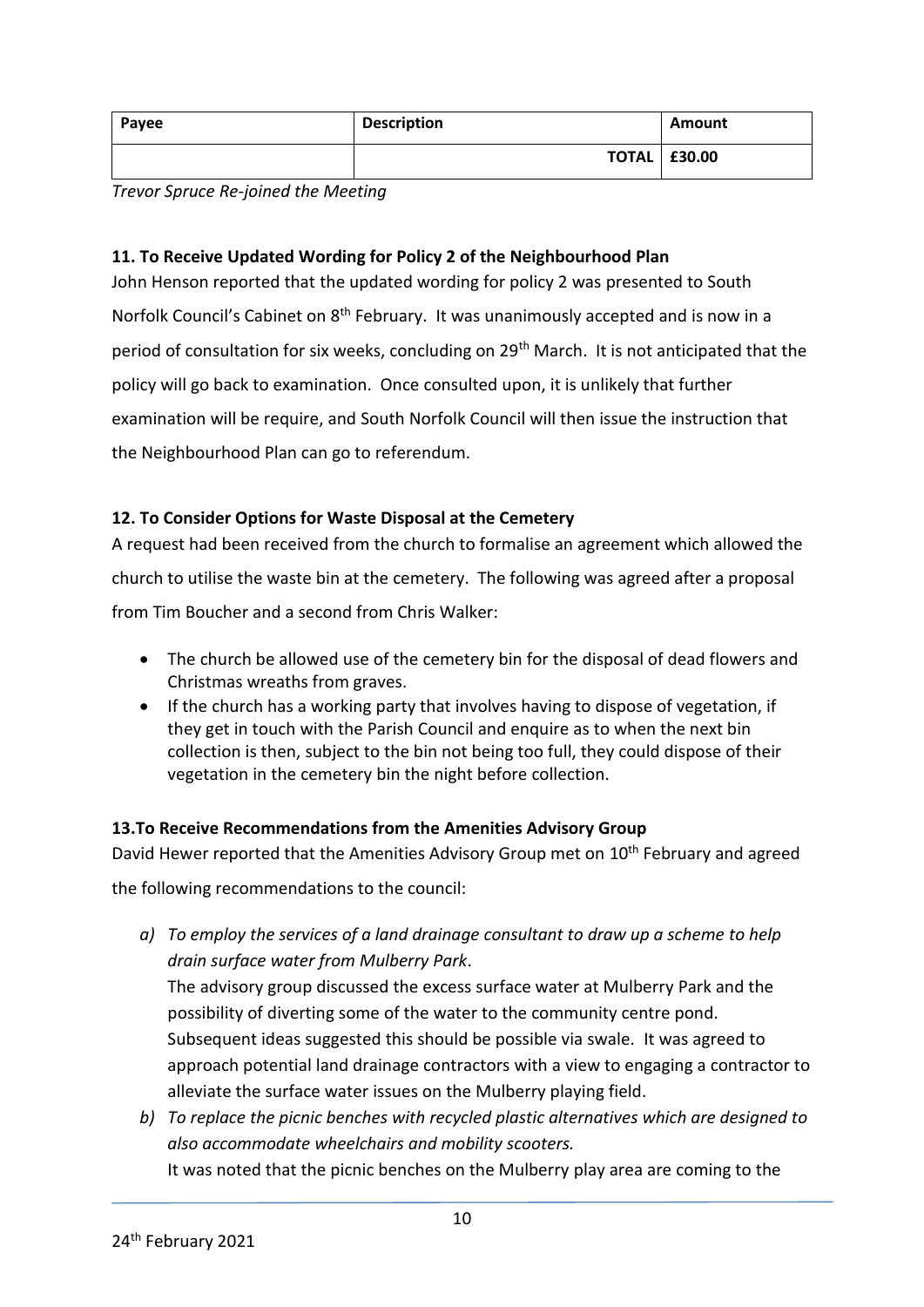| Payee | Description | Amount |
|---|---|---|
| | TOTAL | £30.00 |

*Trevor Spruce Re-joined the Meeting*

**11. To Receive Updated Wording for Policy 2 of the Neighbourhood Plan**

John Henson reported that the updated wording for policy 2 was presented to South Norfolk Council's Cabinet on 8th February. It was unanimously accepted and is now in a period of consultation for six weeks, concluding on 29th March. It is not anticipated that the policy will go back to examination. Once consulted upon, it is unlikely that further examination will be require, and South Norfolk Council will then issue the instruction that the Neighbourhood Plan can go to referendum.

**12. To Consider Options for Waste Disposal at the Cemetery**

A request had been received from the church to formalise an agreement which allowed the church to utilise the waste bin at the cemetery. The following was agreed after a proposal from Tim Boucher and a second from Chris Walker:

- The church be allowed use of the cemetery bin for the disposal of dead flowers and Christmas wreaths from graves.
- If the church has a working party that involves having to dispose of vegetation, if they get in touch with the Parish Council and enquire as to when the next bin collection is then, subject to the bin not being too full, they could dispose of their vegetation in the cemetery bin the night before collection.

**13.To Receive Recommendations from the Amenities Advisory Group**

David Hewer reported that the Amenities Advisory Group met on 10th February and agreed the following recommendations to the council:

a) *To employ the services of a land drainage consultant to draw up a scheme to help drain surface water from Mulberry Park*.
The advisory group discussed the excess surface water at Mulberry Park and the possibility of diverting some of the water to the community centre pond. Subsequent ideas suggested this should be possible via swale. It was agreed to approach potential land drainage contractors with a view to engaging a contractor to alleviate the surface water issues on the Mulberry playing field.

b) *To replace the picnic benches with recycled plastic alternatives which are designed to also accommodate wheelchairs and mobility scooters.*
It was noted that the picnic benches on the Mulberry play area are coming to the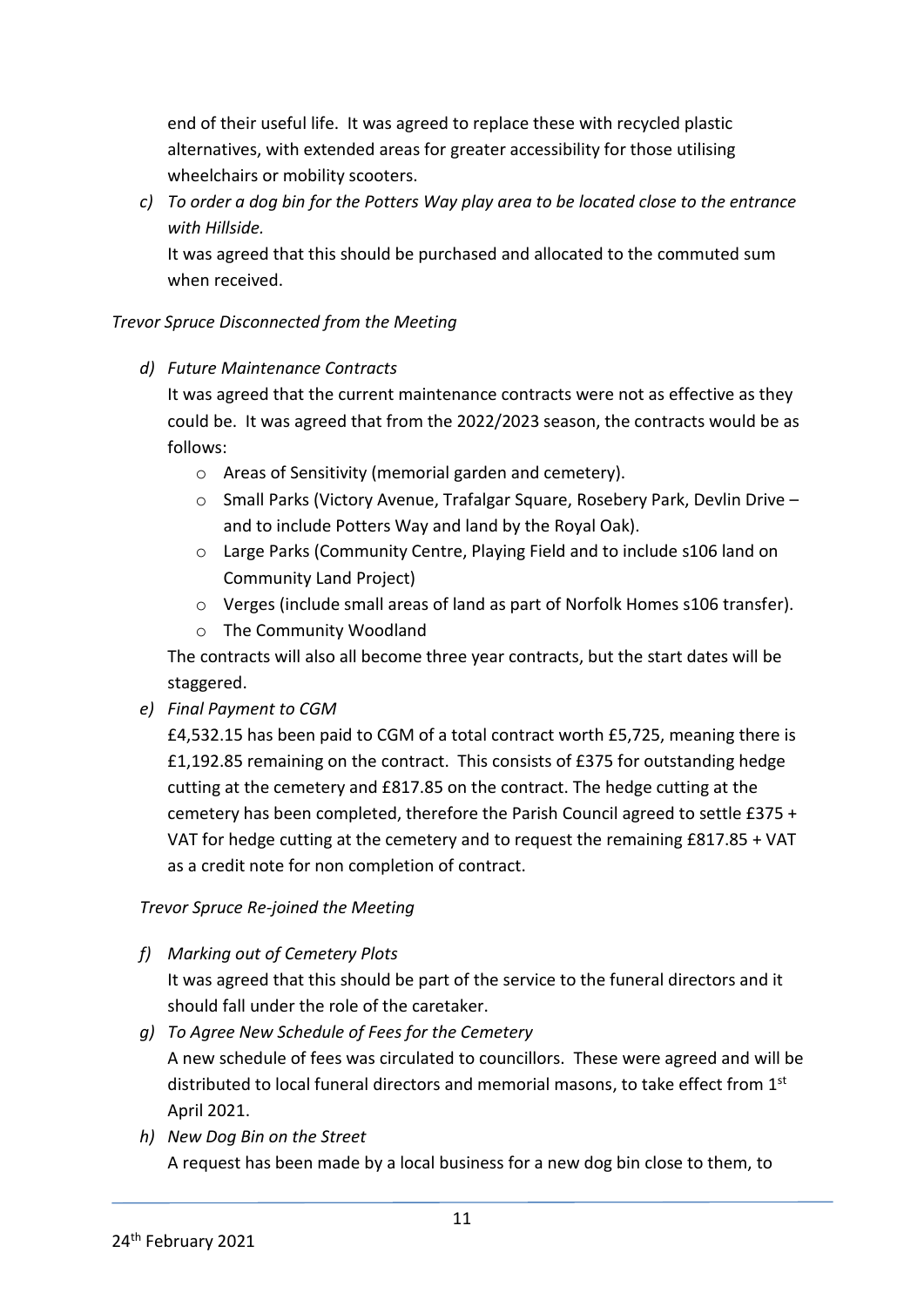end of their useful life. It was agreed to replace these with recycled plastic alternatives, with extended areas for greater accessibility for those utilising wheelchairs or mobility scooters.

c) *To order a dog bin for the Potters Way play area to be located close to the entrance with Hillside.*
   It was agreed that this should be purchased and allocated to the commuted sum when received.

*Trevor Spruce Disconnected from the Meeting*

d) *Future Maintenance Contracts*
   It was agreed that the current maintenance contracts were not as effective as they could be. It was agreed that from the 2022/2023 season, the contracts would be as follows:
   - Areas of Sensitivity (memorial garden and cemetery).
   - Small Parks (Victory Avenue, Trafalgar Square, Rosebery Park, Devlin Drive – and to include Potters Way and land by the Royal Oak).
   - Large Parks (Community Centre, Playing Field and to include s106 land on Community Land Project)
   - Verges (include small areas of land as part of Norfolk Homes s106 transfer).
   - The Community Woodland

   The contracts will also all become three year contracts, but the start dates will be staggered.

e) *Final Payment to CGM*
   £4,532.15 has been paid to CGM of a total contract worth £5,725, meaning there is £1,192.85 remaining on the contract. This consists of £375 for outstanding hedge cutting at the cemetery and £817.85 on the contract. The hedge cutting at the cemetery has been completed, therefore the Parish Council agreed to settle £375 + VAT for hedge cutting at the cemetery and to request the remaining £817.85 + VAT as a credit note for non completion of contract.

*Trevor Spruce Re-joined the Meeting*

f) *Marking out of Cemetery Plots*
   It was agreed that this should be part of the service to the funeral directors and it should fall under the role of the caretaker.

g) *To Agree New Schedule of Fees for the Cemetery*
   A new schedule of fees was circulated to councillors. These were agreed and will be distributed to local funeral directors and memorial masons, to take effect from 1st April 2021.

h) *New Dog Bin on the Street*
   A request has been made by a local business for a new dog bin close to them, to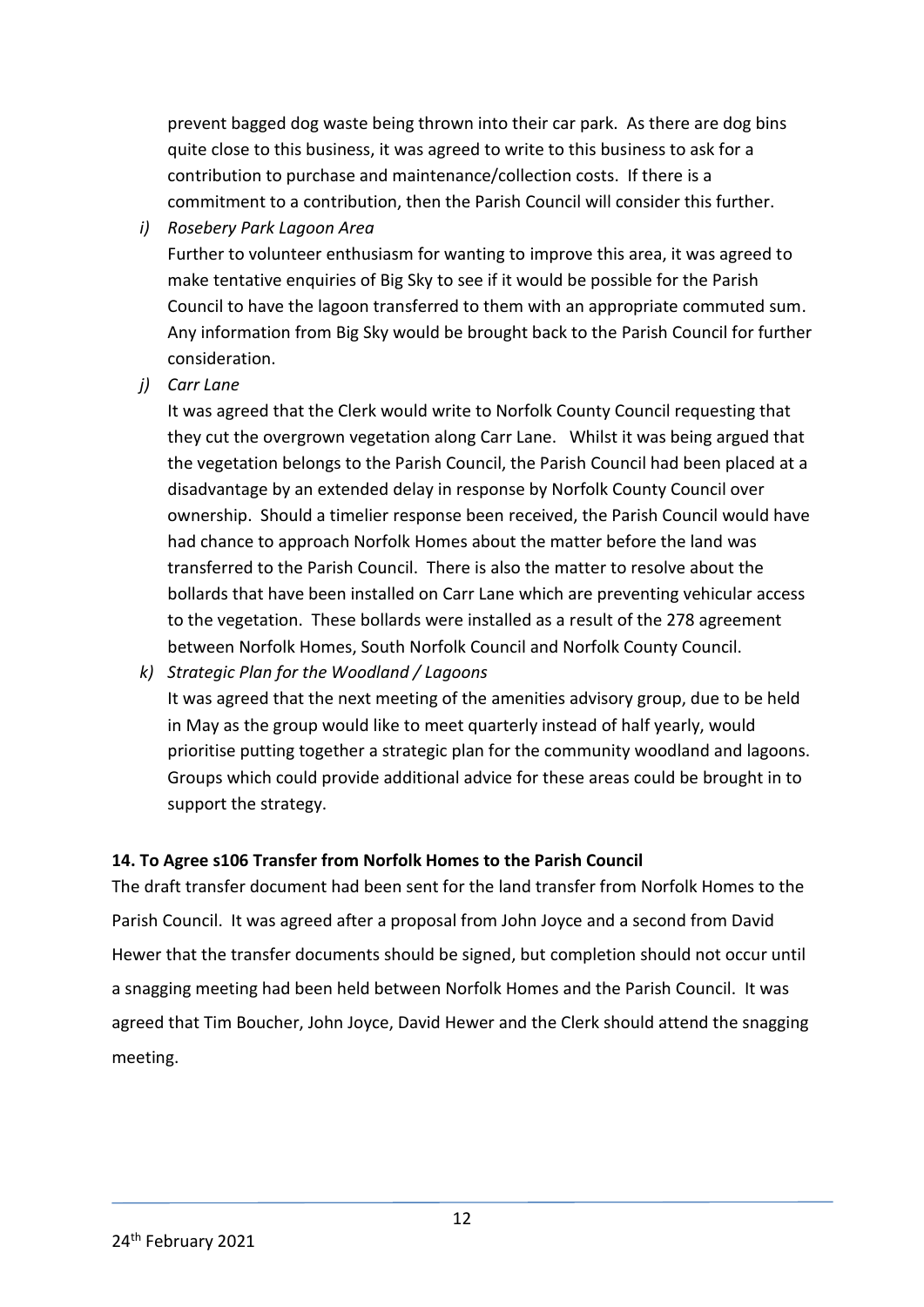prevent bagged dog waste being thrown into their car park. As there are dog bins quite close to this business, it was agreed to write to this business to ask for a contribution to purchase and maintenance/collection costs. If there is a commitment to a contribution, then the Parish Council will consider this further.

*i) Rosebery Park Lagoon Area*

Further to volunteer enthusiasm for wanting to improve this area, it was agreed to make tentative enquiries of Big Sky to see if it would be possible for the Parish Council to have the lagoon transferred to them with an appropriate commuted sum. Any information from Big Sky would be brought back to the Parish Council for further consideration.

*j) Carr Lane*

It was agreed that the Clerk would write to Norfolk County Council requesting that they cut the overgrown vegetation along Carr Lane. Whilst it was being argued that the vegetation belongs to the Parish Council, the Parish Council had been placed at a disadvantage by an extended delay in response by Norfolk County Council over ownership. Should a timelier response been received, the Parish Council would have had chance to approach Norfolk Homes about the matter before the land was transferred to the Parish Council. There is also the matter to resolve about the bollards that have been installed on Carr Lane which are preventing vehicular access to the vegetation. These bollards were installed as a result of the 278 agreement between Norfolk Homes, South Norfolk Council and Norfolk County Council.

*k) Strategic Plan for the Woodland / Lagoons*

It was agreed that the next meeting of the amenities advisory group, due to be held in May as the group would like to meet quarterly instead of half yearly, would prioritise putting together a strategic plan for the community woodland and lagoons. Groups which could provide additional advice for these areas could be brought in to support the strategy.

**14. To Agree s106 Transfer from Norfolk Homes to the Parish Council**

The draft transfer document had been sent for the land transfer from Norfolk Homes to the Parish Council. It was agreed after a proposal from John Joyce and a second from David Hewer that the transfer documents should be signed, but completion should not occur until a snagging meeting had been held between Norfolk Homes and the Parish Council. It was agreed that Tim Boucher, John Joyce, David Hewer and the Clerk should attend the snagging meeting.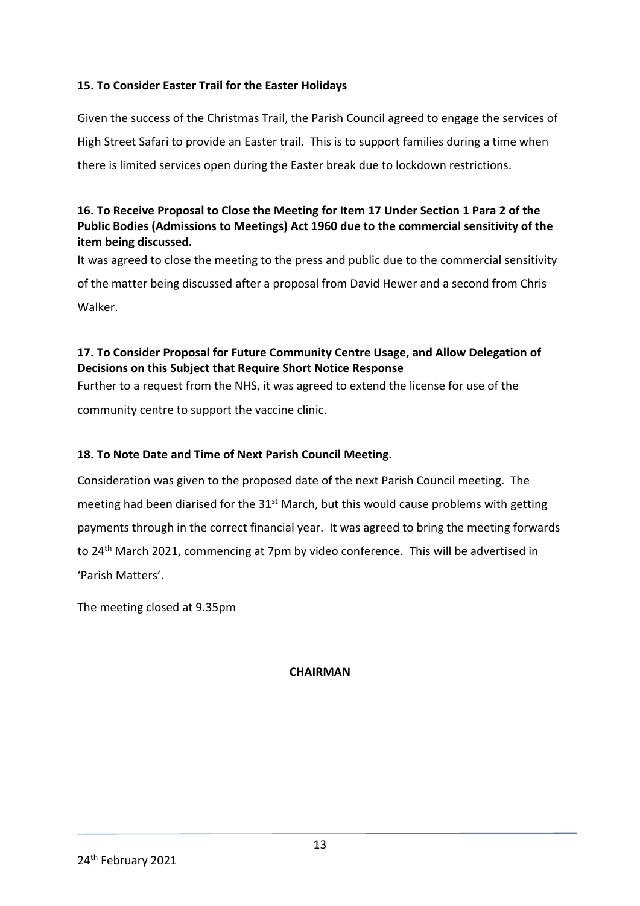**15. To Consider Easter Trail for the Easter Holidays**

Given the success of the Christmas Trail, the Parish Council agreed to engage the services of High Street Safari to provide an Easter trail. This is to support families during a time when there is limited services open during the Easter break due to lockdown restrictions.

**16. To Receive Proposal to Close the Meeting for Item 17 Under Section 1 Para 2 of the Public Bodies (Admissions to Meetings) Act 1960 due to the commercial sensitivity of the item being discussed.**

It was agreed to close the meeting to the press and public due to the commercial sensitivity of the matter being discussed after a proposal from David Hewer and a second from Chris Walker.

**17. To Consider Proposal for Future Community Centre Usage, and Allow Delegation of Decisions on this Subject that Require Short Notice Response**

Further to a request from the NHS, it was agreed to extend the license for use of the community centre to support the vaccine clinic.

**18. To Note Date and Time of Next Parish Council Meeting.**

Consideration was given to the proposed date of the next Parish Council meeting. The meeting had been diarised for the 31st March, but this would cause problems with getting payments through in the correct financial year. It was agreed to bring the meeting forwards to 24th March 2021, commencing at 7pm by video conference. This will be advertised in 'Parish Matters'.

The meeting closed at 9.35pm

**CHAIRMAN**